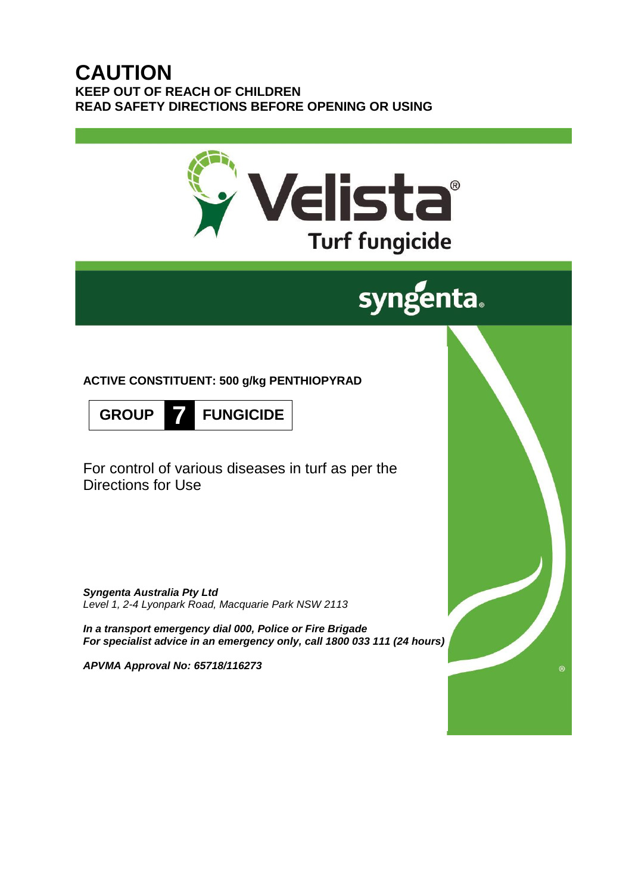# CAUTION

**KEEP OUT OF REACH OF CHILDREN**
**READ SAFETY DIRECTIONS BEFORE OPENING OR USING**

# Velista®

## Turf fungicide

syngenta®

**ACTIVE CONSTITUENT: 500 g/kg PENTHIOPYRAD**

| GROUP | 7 | FUNGICIDE |
|---|---|---|

For control of various diseases in turf as per the Directions for Use

***Syngenta Australia Pty Ltd***
*Level 1, 2-4 Lyonpark Road, Macquarie Park NSW 2113*

***In a transport emergency dial 000, Police or Fire Brigade***
***For specialist advice in an emergency only, call 1800 033 111 (24 hours)***

***APVMA Approval No: 65718/116273***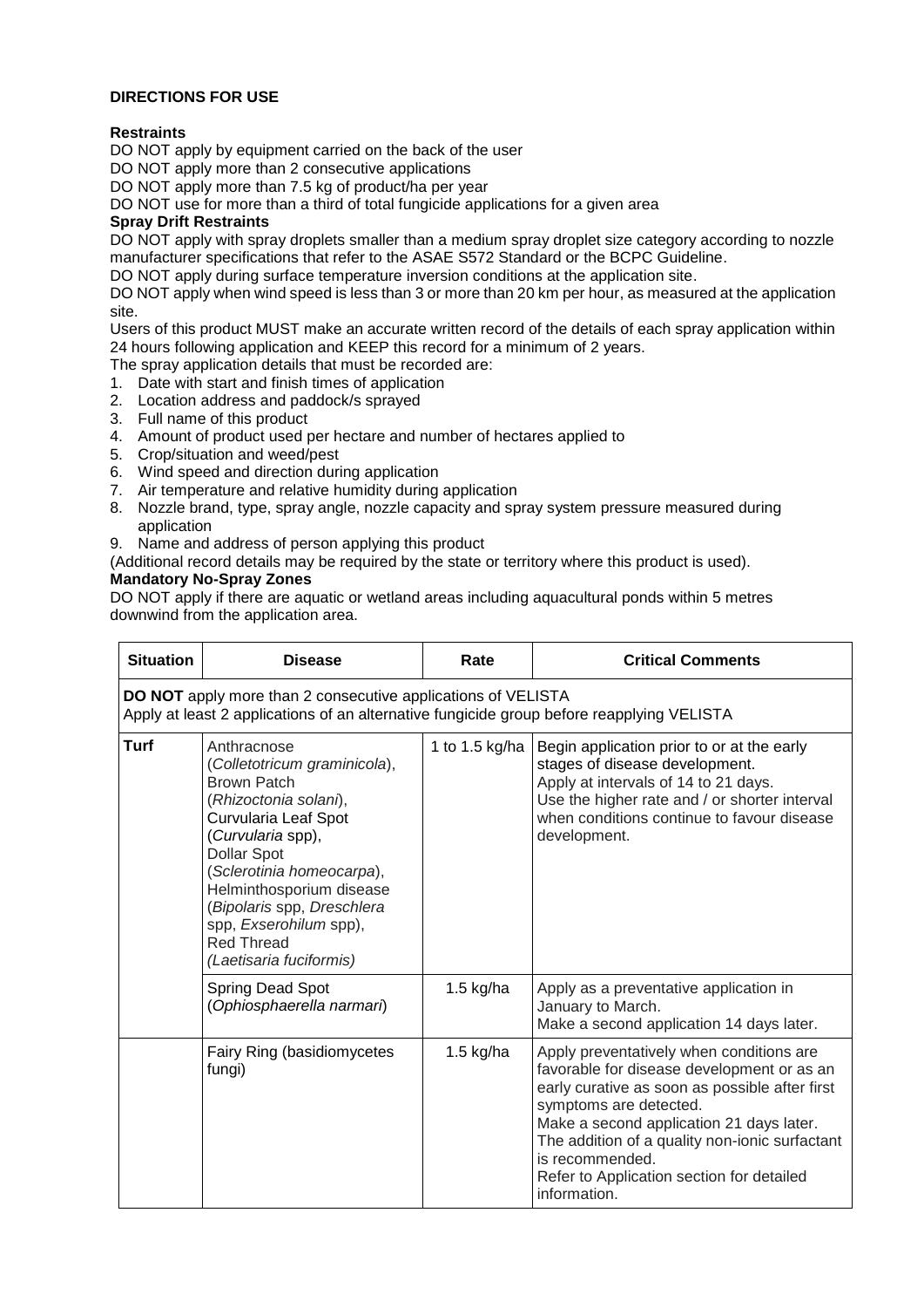**DIRECTIONS FOR USE**

**Restraints**

DO NOT apply by equipment carried on the back of the user

DO NOT apply more than 2 consecutive applications

DO NOT apply more than 7.5 kg of product/ha per year

DO NOT use for more than a third of total fungicide applications for a given area

**Spray Drift Restraints**

DO NOT apply with spray droplets smaller than a medium spray droplet size category according to nozzle manufacturer specifications that refer to the ASAE S572 Standard or the BCPC Guideline.

DO NOT apply during surface temperature inversion conditions at the application site.

DO NOT apply when wind speed is less than 3 or more than 20 km per hour, as measured at the application site.

Users of this product MUST make an accurate written record of the details of each spray application within 24 hours following application and KEEP this record for a minimum of 2 years.

The spray application details that must be recorded are:

1. Date with start and finish times of application
2. Location address and paddock/s sprayed
3. Full name of this product
4. Amount of product used per hectare and number of hectares applied to
5. Crop/situation and weed/pest
6. Wind speed and direction during application
7. Air temperature and relative humidity during application
8. Nozzle brand, type, spray angle, nozzle capacity and spray system pressure measured during application
9. Name and address of person applying this product

(Additional record details may be required by the state or territory where this product is used).

**Mandatory No-Spray Zones**

DO NOT apply if there are aquatic or wetland areas including aquacultural ponds within 5 metres downwind from the application area.

| Situation | Disease | Rate | Critical Comments |
|---|---|---|---|
| **DO NOT** apply more than 2 consecutive applications of VELISTA<br>Apply at least 2 applications of an alternative fungicide group before reapplying VELISTA | | | |
| **Turf** | Anthracnose (*Colletotricum graminicola*), Brown Patch (*Rhizoctonia solani*), Curvularia Leaf Spot (*Curvularia* spp), Dollar Spot (*Sclerotinia homeocarpa*), Helminthosporium disease (*Bipolaris* spp, *Dreschlera* spp, *Exserohilum* spp), Red Thread (*Laetisaria fuciformis*) | 1 to 1.5 kg/ha | Begin application prior to or at the early stages of disease development.<br>Apply at intervals of 14 to 21 days.<br>Use the higher rate and / or shorter interval when conditions continue to favour disease development. |
| | Spring Dead Spot (*Ophiosphaerella narmari*) | 1.5 kg/ha | Apply as a preventative application in January to March.<br>Make a second application 14 days later. |
| | Fairy Ring (basidiomycetes fungi) | 1.5 kg/ha | Apply preventatively when conditions are favorable for disease development or as an early curative as soon as possible after first symptoms are detected.<br>Make a second application 21 days later.<br>The addition of a quality non-ionic surfactant is recommended.<br>Refer to Application section for detailed information. |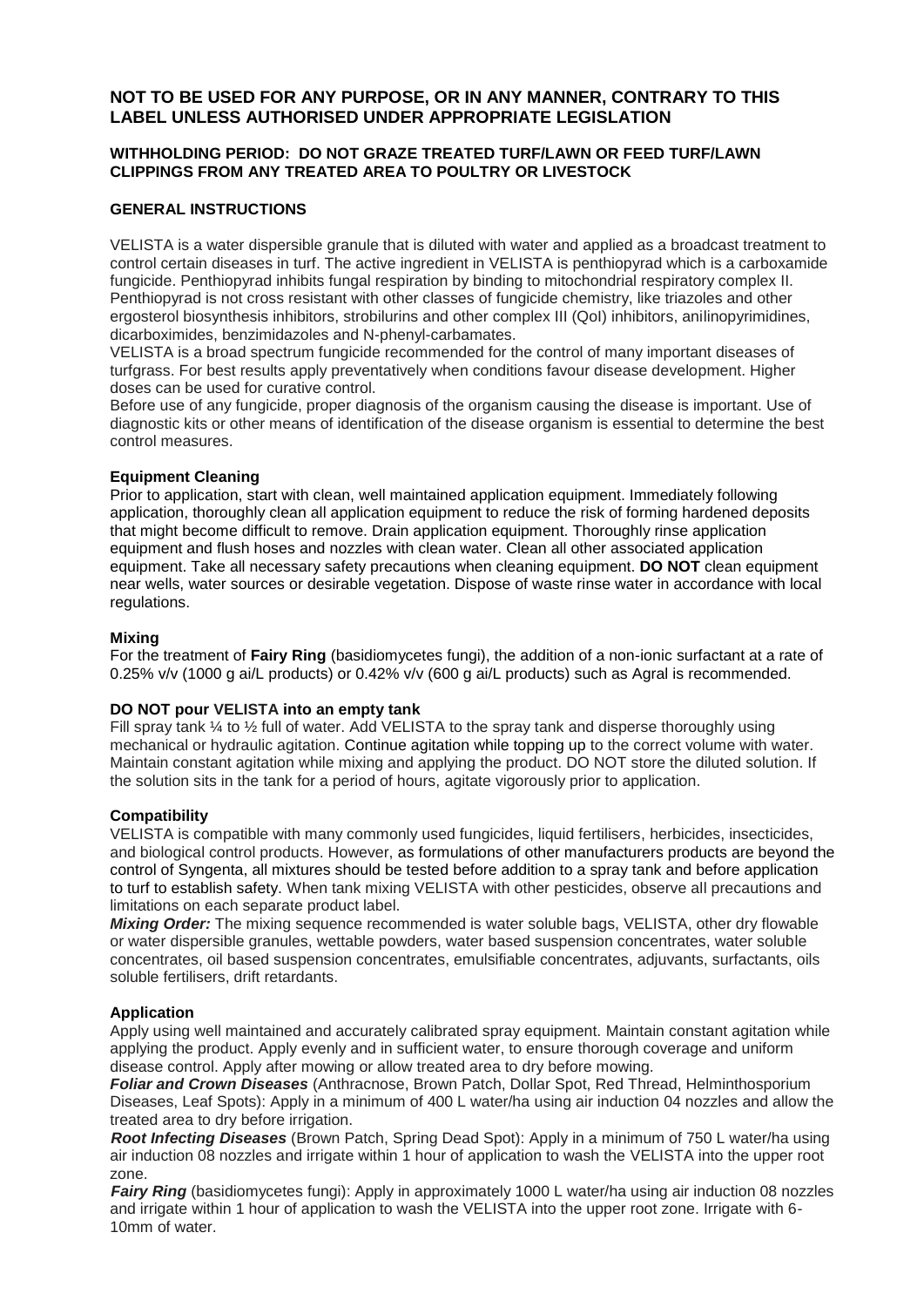## NOT TO BE USED FOR ANY PURPOSE, OR IN ANY MANNER, CONTRARY TO THIS LABEL UNLESS AUTHORISED UNDER APPROPRIATE LEGISLATION

**WITHHOLDING PERIOD: DO NOT GRAZE TREATED TURF/LAWN OR FEED TURF/LAWN CLIPPINGS FROM ANY TREATED AREA TO POULTRY OR LIVESTOCK**

### GENERAL INSTRUCTIONS

VELISTA is a water dispersible granule that is diluted with water and applied as a broadcast treatment to control certain diseases in turf. The active ingredient in VELISTA is penthiopyrad which is a carboxamide fungicide. Penthiopyrad inhibits fungal respiration by binding to mitochondrial respiratory complex II. Penthiopyrad is not cross resistant with other classes of fungicide chemistry, like triazoles and other ergosterol biosynthesis inhibitors, strobilurins and other complex III (QoI) inhibitors, anilinopyrimidines, dicarboximides, benzimidazoles and N-phenyl-carbamates.

VELISTA is a broad spectrum fungicide recommended for the control of many important diseases of turfgrass. For best results apply preventatively when conditions favour disease development. Higher doses can be used for curative control.

Before use of any fungicide, proper diagnosis of the organism causing the disease is important. Use of diagnostic kits or other means of identification of the disease organism is essential to determine the best control measures.

#### Equipment Cleaning

Prior to application, start with clean, well maintained application equipment. Immediately following application, thoroughly clean all application equipment to reduce the risk of forming hardened deposits that might become difficult to remove. Drain application equipment. Thoroughly rinse application equipment and flush hoses and nozzles with clean water. Clean all other associated application equipment. Take all necessary safety precautions when cleaning equipment. **DO NOT** clean equipment near wells, water sources or desirable vegetation. Dispose of waste rinse water in accordance with local regulations.

#### Mixing

For the treatment of **Fairy Ring** (basidiomycetes fungi), the addition of a non-ionic surfactant at a rate of 0.25% v/v (1000 g ai/L products) or 0.42% v/v (600 g ai/L products) such as Agral is recommended.

#### DO NOT pour VELISTA into an empty tank

Fill spray tank ¼ to ½ full of water. Add VELISTA to the spray tank and disperse thoroughly using mechanical or hydraulic agitation. Continue agitation while topping up to the correct volume with water. Maintain constant agitation while mixing and applying the product. DO NOT store the diluted solution. If the solution sits in the tank for a period of hours, agitate vigorously prior to application.

#### Compatibility

VELISTA is compatible with many commonly used fungicides, liquid fertilisers, herbicides, insecticides, and biological control products. However, as formulations of other manufacturers products are beyond the control of Syngenta, all mixtures should be tested before addition to a spray tank and before application to turf to establish safety. When tank mixing VELISTA with other pesticides, observe all precautions and limitations on each separate product label.

***Mixing Order:*** The mixing sequence recommended is water soluble bags, VELISTA, other dry flowable or water dispersible granules, wettable powders, water based suspension concentrates, water soluble concentrates, oil based suspension concentrates, emulsifiable concentrates, adjuvants, surfactants, oils soluble fertilisers, drift retardants.

#### Application

Apply using well maintained and accurately calibrated spray equipment. Maintain constant agitation while applying the product. Apply evenly and in sufficient water, to ensure thorough coverage and uniform disease control. Apply after mowing or allow treated area to dry before mowing.

***Foliar and Crown Diseases*** (Anthracnose, Brown Patch, Dollar Spot, Red Thread, Helminthosporium Diseases, Leaf Spots): Apply in a minimum of 400 L water/ha using air induction 04 nozzles and allow the treated area to dry before irrigation.

***Root Infecting Diseases*** (Brown Patch, Spring Dead Spot): Apply in a minimum of 750 L water/ha using air induction 08 nozzles and irrigate within 1 hour of application to wash the VELISTA into the upper root zone.

***Fairy Ring*** (basidiomycetes fungi): Apply in approximately 1000 L water/ha using air induction 08 nozzles and irrigate within 1 hour of application to wash the VELISTA into the upper root zone. Irrigate with 6-10mm of water.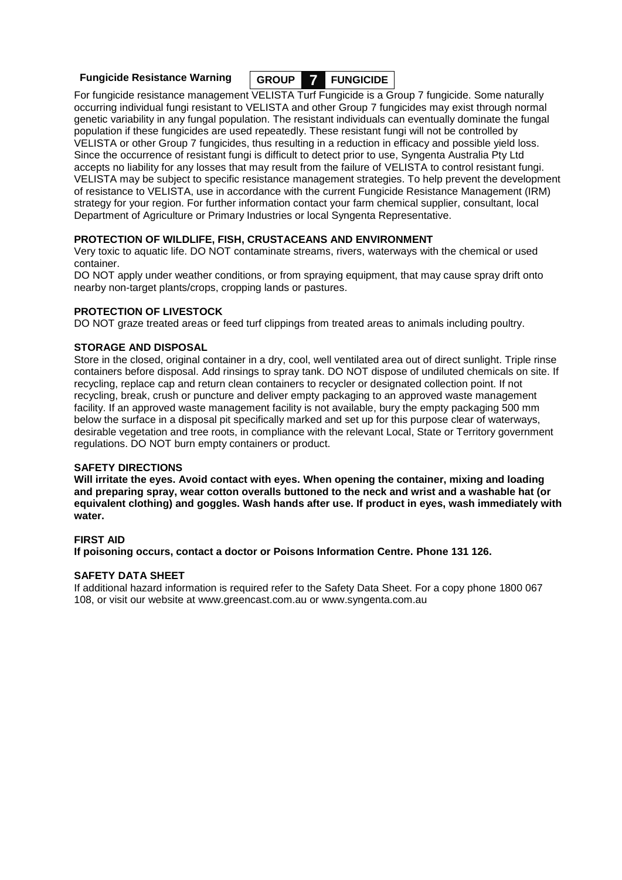**Fungicide Resistance Warning** **GROUP 7 FUNGICIDE**

For fungicide resistance management VELISTA Turf Fungicide is a Group 7 fungicide. Some naturally occurring individual fungi resistant to VELISTA and other Group 7 fungicides may exist through normal genetic variability in any fungal population. The resistant individuals can eventually dominate the fungal population if these fungicides are used repeatedly. These resistant fungi will not be controlled by VELISTA or other Group 7 fungicides, thus resulting in a reduction in efficacy and possible yield loss. Since the occurrence of resistant fungi is difficult to detect prior to use, Syngenta Australia Pty Ltd accepts no liability for any losses that may result from the failure of VELISTA to control resistant fungi. VELISTA may be subject to specific resistance management strategies. To help prevent the development of resistance to VELISTA, use in accordance with the current Fungicide Resistance Management (IRM) strategy for your region. For further information contact your farm chemical supplier, consultant, local Department of Agriculture or Primary Industries or local Syngenta Representative.

**PROTECTION OF WILDLIFE, FISH, CRUSTACEANS AND ENVIRONMENT**

Very toxic to aquatic life. DO NOT contaminate streams, rivers, waterways with the chemical or used container.

DO NOT apply under weather conditions, or from spraying equipment, that may cause spray drift onto nearby non-target plants/crops, cropping lands or pastures.

**PROTECTION OF LIVESTOCK**

DO NOT graze treated areas or feed turf clippings from treated areas to animals including poultry.

**STORAGE AND DISPOSAL**

Store in the closed, original container in a dry, cool, well ventilated area out of direct sunlight. Triple rinse containers before disposal. Add rinsings to spray tank. DO NOT dispose of undiluted chemicals on site. If recycling, replace cap and return clean containers to recycler or designated collection point. If not recycling, break, crush or puncture and deliver empty packaging to an approved waste management facility. If an approved waste management facility is not available, bury the empty packaging 500 mm below the surface in a disposal pit specifically marked and set up for this purpose clear of waterways, desirable vegetation and tree roots, in compliance with the relevant Local, State or Territory government regulations. DO NOT burn empty containers or product.

**SAFETY DIRECTIONS**

**Will irritate the eyes. Avoid contact with eyes. When opening the container, mixing and loading and preparing spray, wear cotton overalls buttoned to the neck and wrist and a washable hat (or equivalent clothing) and goggles. Wash hands after use. If product in eyes, wash immediately with water.**

**FIRST AID**

**If poisoning occurs, contact a doctor or Poisons Information Centre. Phone 131 126.**

**SAFETY DATA SHEET**

If additional hazard information is required refer to the Safety Data Sheet. For a copy phone 1800 067 108, or visit our website at www.greencast.com.au or www.syngenta.com.au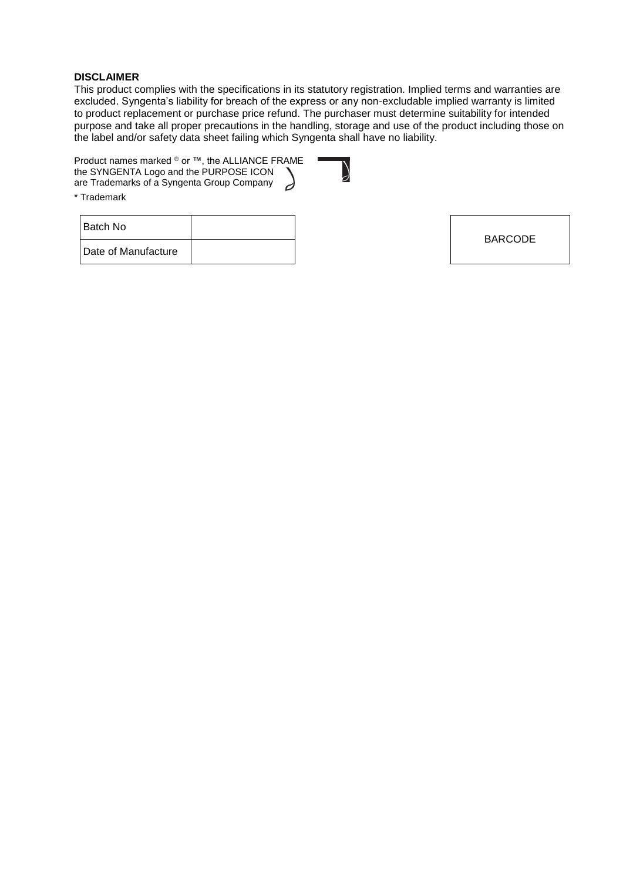**DISCLAIMER**

This product complies with the specifications in its statutory registration. Implied terms and warranties are excluded. Syngenta's liability for breach of the express or any non-excludable implied warranty is limited to product replacement or purchase price refund. The purchaser must determine suitability for intended purpose and take all proper precautions in the handling, storage and use of the product including those on the label and/or safety data sheet failing which Syngenta shall have no liability.

Product names marked ® or ™, the ALLIANCE FRAME the SYNGENTA Logo and the PURPOSE ICON are Trademarks of a Syngenta Group Company

* Trademark

| | |
|---|---|
| Batch No | |
| Date of Manufacture | |

BARCODE